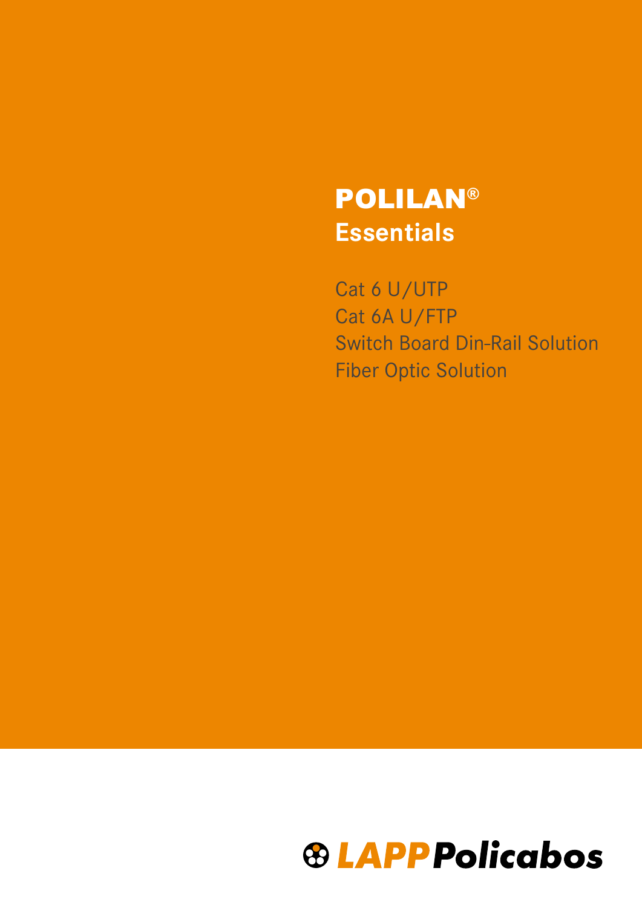# POLILAN®

## Essentials

Cat 6 U/UTP
Cat 6A U/FTP
Switch Board Din-Rail Solution
Fiber Optic Solution

LAPP Policabos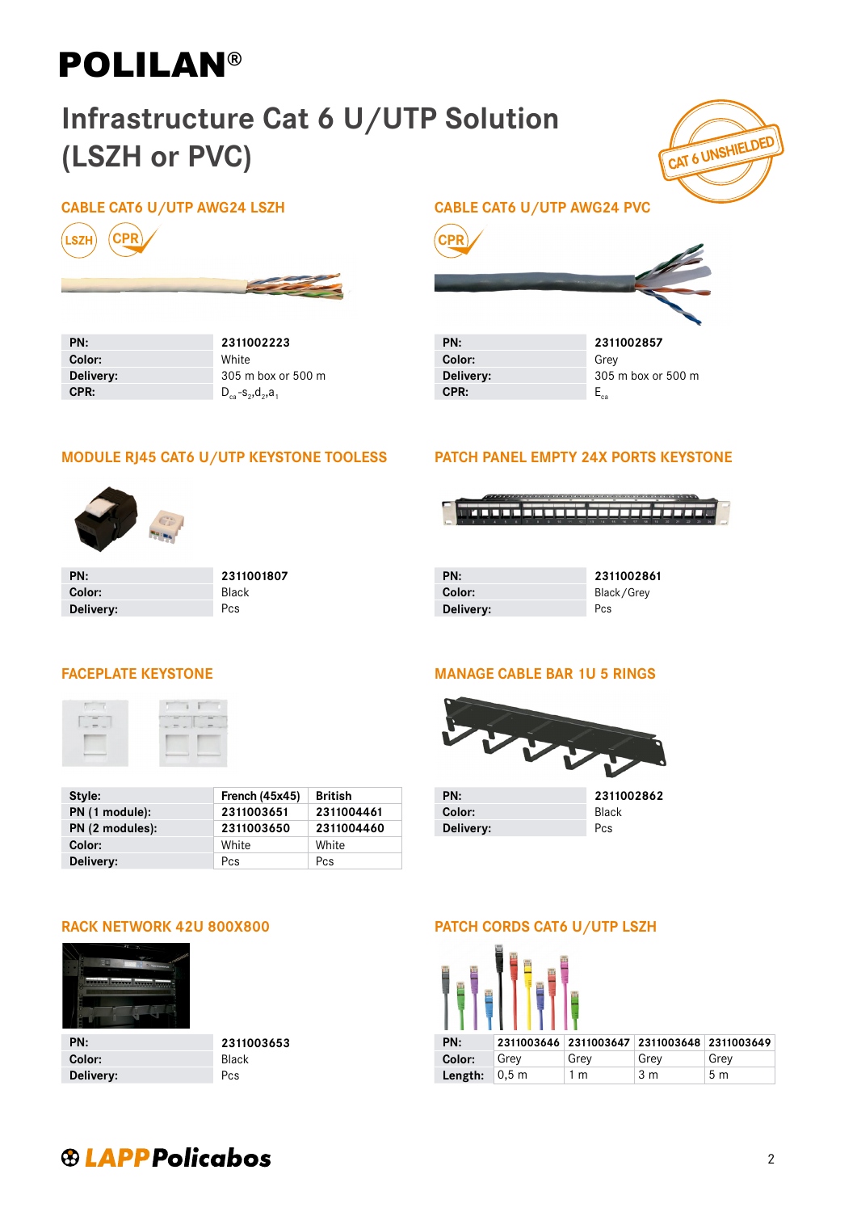# POLILAN®

## Infrastructure Cat 6 U/UTP Solution (LSZH or PVC)

CAT 6 UNSHIELDED

### CABLE CAT6 U/UTP AWG24 LSZH

LSZH CPR

| PN: | 2311002223 |
|---|---|
| Color: | White |
| Delivery: | 305 m box or 500 m |
| CPR: | $D_{ca}$-$s_2$,$d_2$,$a_1$ |

### CABLE CAT6 U/UTP AWG24 PVC

CPR

| PN: | 2311002857 |
|---|---|
| Color: | Grey |
| Delivery: | 305 m box or 500 m |
| CPR: | $E_{ca}$ |

### MODULE RJ45 CAT6 U/UTP KEYSTONE TOOLESS

| PN: | 2311001807 |
|---|---|
| Color: | Black |
| Delivery: | Pcs |

### PATCH PANEL EMPTY 24X PORTS KEYSTONE

| PN: | 2311002861 |
|---|---|
| Color: | Black/Grey |
| Delivery: | Pcs |

### FACEPLATE KEYSTONE

| Style: | French (45x45) | British |
|---|---|---|
| PN (1 module): | 2311003651 | 2311004461 |
| PN (2 modules): | 2311003650 | 2311004460 |
| Color: | White | White |
| Delivery: | Pcs | Pcs |

### MANAGE CABLE BAR 1U 5 RINGS

| PN: | 2311002862 |
|---|---|
| Color: | Black |
| Delivery: | Pcs |

### RACK NETWORK 42U 800X800

| PN: | 2311003653 |
|---|---|
| Color: | Black |
| Delivery: | Pcs |

### PATCH CORDS CAT6 U/UTP LSZH

| PN: | 2311003646 | 2311003647 | 2311003648 | 2311003649 |
|---|---|---|---|---|
| Color: | Grey | Grey | Grey | Grey |
| Length: | 0,5 m | 1 m | 3 m | 5 m |

LAPP Policabos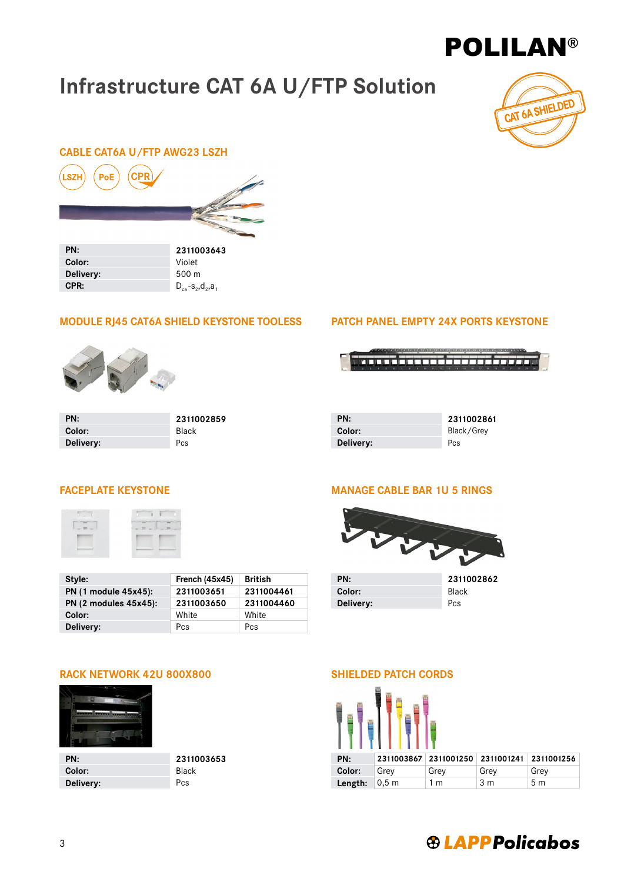# Infrastructure CAT 6A U/FTP Solution

CAT 6A SHIELDED

## CABLE CAT6A U/FTP AWG23 LSZH

LSZH PoE CPR

| PN: | 2311003643 |
|---|---|
| Color: | Violet |
| Delivery: | 500 m |
| CPR: | $D_{ca}$-$s_2$,$d_2$,$a_1$ |

## MODULE RJ45 CAT6A SHIELD KEYSTONE TOOLESS

| PN: | 2311002859 |
|---|---|
| Color: | Black |
| Delivery: | Pcs |

## PATCH PANEL EMPTY 24X PORTS KEYSTONE

| PN: | 2311002861 |
|---|---|
| Color: | Black/Grey |
| Delivery: | Pcs |

## FACEPLATE KEYSTONE

| Style: | French (45x45) | British |
|---|---|---|
| PN (1 module 45x45): | 2311003651 | 2311004461 |
| PN (2 modules 45x45): | 2311003650 | 2311004460 |
| Color: | White | White |
| Delivery: | Pcs | Pcs |

## MANAGE CABLE BAR 1U 5 RINGS

| PN: | 2311002862 |
|---|---|
| Color: | Black |
| Delivery: | Pcs |

## RACK NETWORK 42U 800X800

| PN: | 2311003653 |
|---|---|
| Color: | Black |
| Delivery: | Pcs |

## SHIELDED PATCH CORDS

| PN: | 2311003867 | 2311001250 | 2311001241 | 2311001256 |
|---|---|---|---|---|
| Color: | Grey | Grey | Grey | Grey |
| Length: | 0,5 m | 1 m | 3 m | 5 m |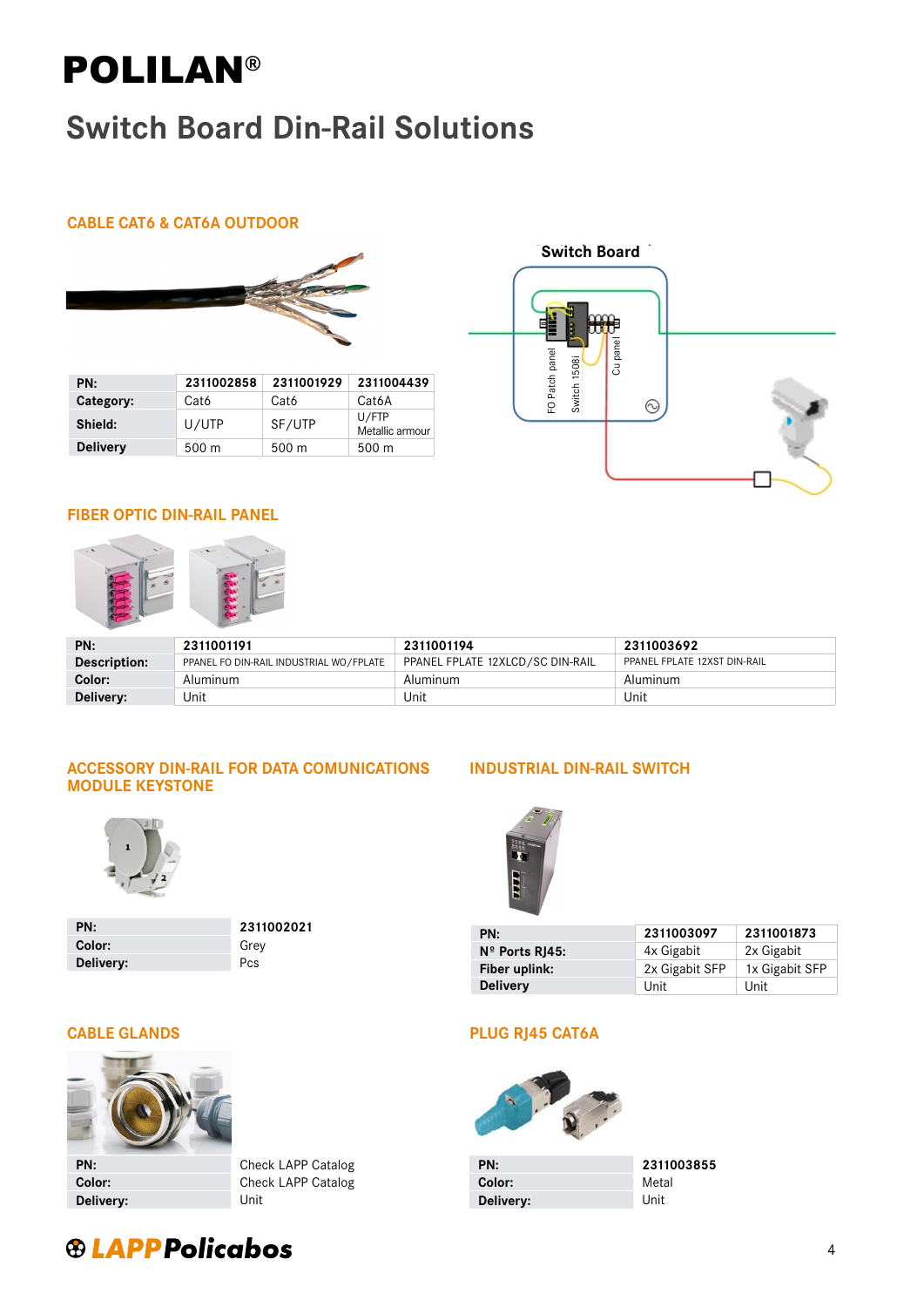# POLILAN®

## Switch Board Din-Rail Solutions

### CABLE CAT6 & CAT6A OUTDOOR

| PN: | 2311002858 | 2311001929 | 2311004439 |
|---|---|---|---|
| Category: | Cat6 | Cat6 | Cat6A |
| Shield: | U/UTP | SF/UTP | U/FTP Metallic armour |
| Delivery | 500 m | 500 m | 500 m |

Switch Board

FO Patch panel | Switch 1508i | Cu panel

### FIBER OPTIC DIN-RAIL PANEL

| PN: | 2311001191 | 2311001194 | 2311003692 |
|---|---|---|---|
| Description: | PPANEL FO DIN-RAIL INDUSTRIAL WO/FPLATE | PPANEL FPLATE 12XLCD/SC DIN-RAIL | PPANEL FPLATE 12XST DIN-RAIL |
| Color: | Aluminum | Aluminum | Aluminum |
| Delivery: | Unit | Unit | Unit |

### ACCESSORY DIN-RAIL FOR DATA COMUNICATIONS MODULE KEYSTONE

| PN: | 2311002021 |
|---|---|
| Color: | Grey |
| Delivery: | Pcs |

### INDUSTRIAL DIN-RAIL SWITCH

| PN: | 2311003097 | 2311001873 |
|---|---|---|
| Nº Ports RJ45: | 4x Gigabit | 2x Gigabit |
| Fiber uplink: | 2x Gigabit SFP | 1x Gigabit SFP |
| Delivery | Unit | Unit |

### CABLE GLANDS

| PN: | Check LAPP Catalog |
|---|---|
| Color: | Check LAPP Catalog |
| Delivery: | Unit |

### PLUG RJ45 CAT6A

| PN: | 2311003855 |
|---|---|
| Color: | Metal |
| Delivery: | Unit |

LAPP Policabos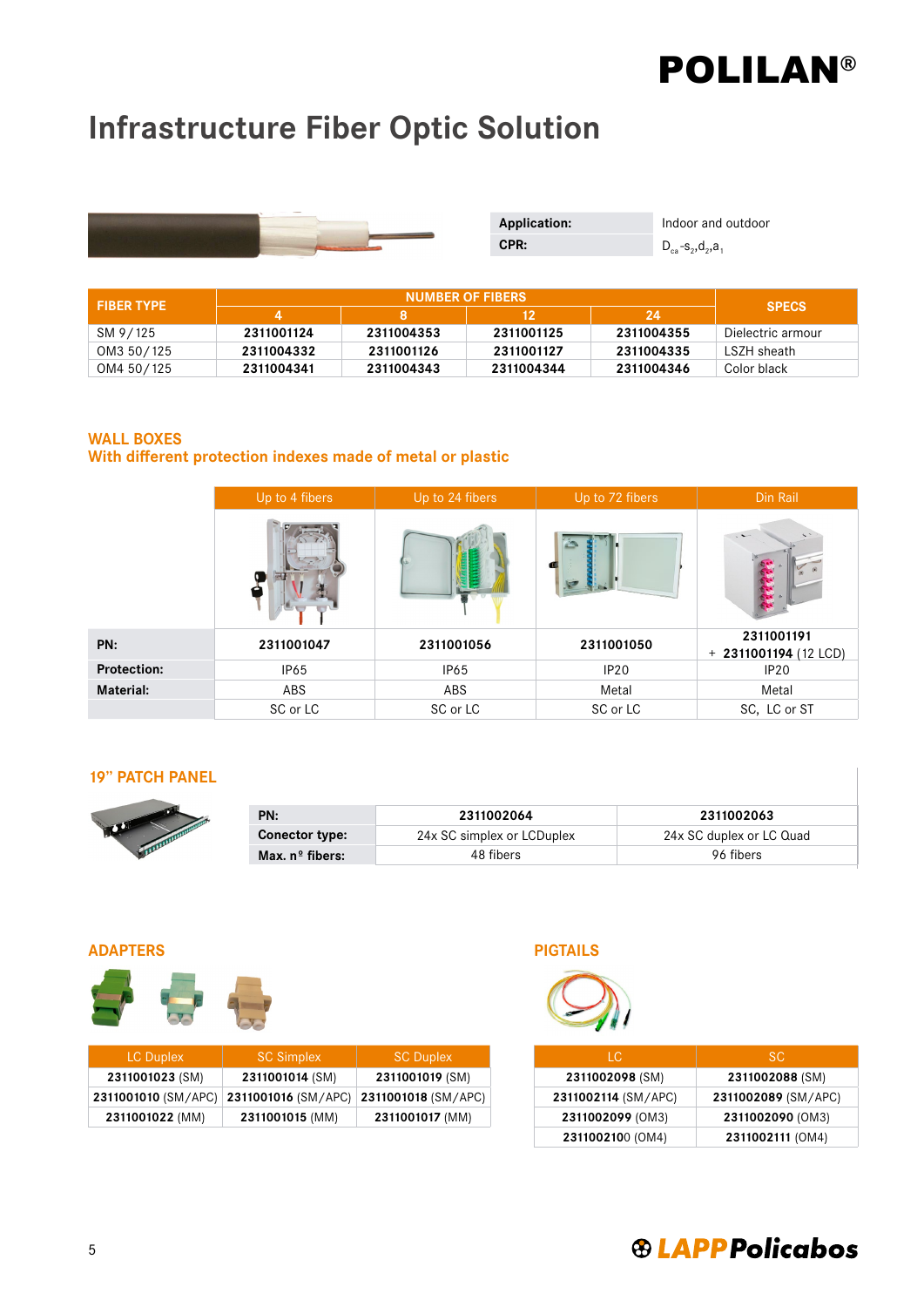# Infrastructure Fiber Optic Solution

| | |
|---|---|
| **Application:** | Indoor and outdoor |
| **CPR:** | $D_{ca}$-$s_2$,$d_2$,$a_1$ |

| FIBER TYPE | NUMBER OF FIBERS | | | | SPECS |
|---|---|---|---|---|---|
| | 4 | 8 | 12 | 24 | |
| SM 9/125 | **2311001124** | **2311004353** | **2311001125** | **2311004355** | Dielectric armour |
| OM3 50/125 | **2311004332** | **2311001126** | **2311001127** | **2311004335** | LSZH sheath |
| OM4 50/125 | **2311004341** | **2311004343** | **2311004344** | **2311004346** | Color black |

## WALL BOXES
### With different protection indexes made of metal or plastic

| | Up to 4 fibers | Up to 24 fibers | Up to 72 fibers | Din Rail |
|---|---|---|---|---|
| **PN:** | **2311001047** | **2311001056** | **2311001050** | **2311001191** + **2311001194** (12 LCD) |
| **Protection:** | IP65 | IP65 | IP20 | IP20 |
| **Material:** | ABS | ABS | Metal | Metal |
| | SC or LC | SC or LC | SC or LC | SC, LC or ST |

## 19" PATCH PANEL

| **PN:** | **2311002064** | **2311002063** |
|---|---|---|
| **Conector type:** | 24x SC simplex or LCDuplex | 24x SC duplex or LC Quad |
| **Max. nº fibers:** | 48 fibers | 96 fibers |

## ADAPTERS

| LC Duplex | SC Simplex | SC Duplex |
|---|---|---|
| **2311001023** (SM) | **2311001014** (SM) | **2311001019** (SM) |
| **2311001010** (SM/APC) | **2311001016** (SM/APC) | **2311001018** (SM/APC) |
| **2311001022** (MM) | **2311001015** (MM) | **2311001017** (MM) |

## PIGTAILS

| LC | SC |
|---|---|
| **2311002098** (SM) | **2311002088** (SM) |
| **2311002114** (SM/APC) | **2311002089** (SM/APC) |
| **2311002099** (OM3) | **2311002090** (OM3) |
| **2311002100** (OM4) | **2311002111** (OM4) |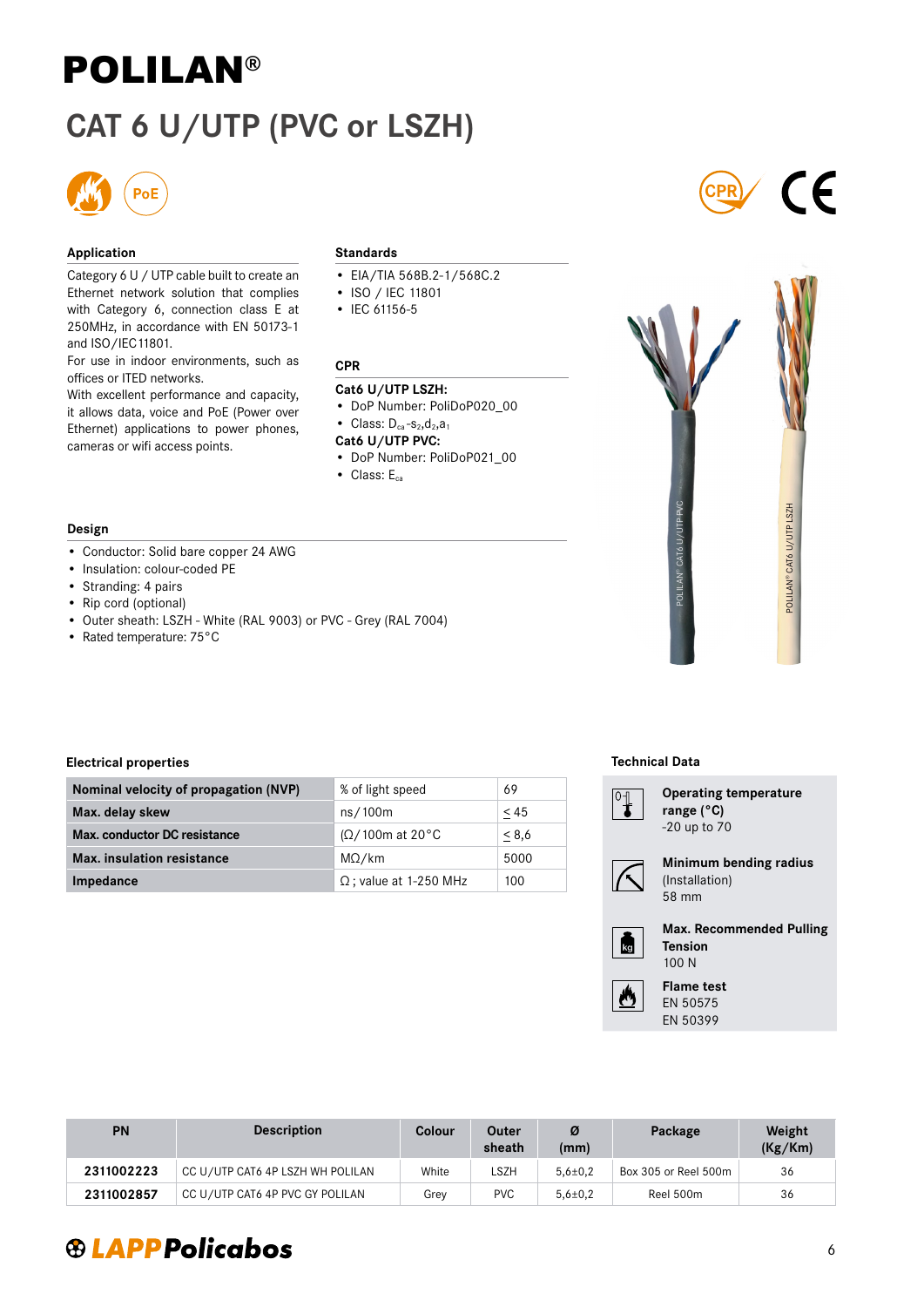# POLILAN®

## CAT 6 U/UTP (PVC or LSZH)

### Application

Category 6 U / UTP cable built to create an Ethernet network solution that complies with Category 6, connection class E at 250MHz, in accordance with EN 50173-1 and ISO/IEC11801.
For use in indoor environments, such as offices or ITED networks.
With excellent performance and capacity, it allows data, voice and PoE (Power over Ethernet) applications to power phones, cameras or wifi access points.

### Standards

- EIA/TIA 568B.2-1/568C.2
- ISO / IEC 11801
- IEC 61156-5

### CPR

**Cat6 U/UTP LSZH:**

- DoP Number: PoliDoP020_00
- Class: $D_{ca}$-$s_2$,$d_2$,$a_1$

**Cat6 U/UTP PVC:**

- DoP Number: PoliDoP021_00
- Class: $E_{ca}$

### Design

- Conductor: Solid bare copper 24 AWG
- Insulation: colour-coded PE
- Stranding: 4 pairs
- Rip cord (optional)
- Outer sheath: LSZH - White (RAL 9003) or PVC - Grey (RAL 7004)
- Rated temperature: 75°C

### Electrical properties

| | | |
|---|---|---|
| **Nominal velocity of propagation (NVP)** | % of light speed | 69 |
| **Max. delay skew** | ns/100m | < 45 |
| **Max. conductor DC resistance** | (Ω/100m at 20°C | < 8,6 |
| **Max. insulation resistance** | MΩ/km | 5000 |
| **Impedance** | Ω ; value at 1-250 MHz | 100 |

### Technical Data

**Operating temperature range (°C)**
-20 up to 70

**Minimum bending radius** (Installation)
58 mm

**Max. Recommended Pulling Tension**
100 N

**Flame test**
EN 50575
EN 50399

| PN | Description | Colour | Outer sheath | Ø (mm) | Package | Weight (Kg/Km) |
|---|---|---|---|---|---|---|
| 2311002223 | CC U/UTP CAT6 4P LSZH WH POLILAN | White | LSZH | 5,6±0,2 | Box 305 or Reel 500m | 36 |
| 2311002857 | CC U/UTP CAT6 4P PVC GY POLILAN | Grey | PVC | 5,6±0,2 | Reel 500m | 36 |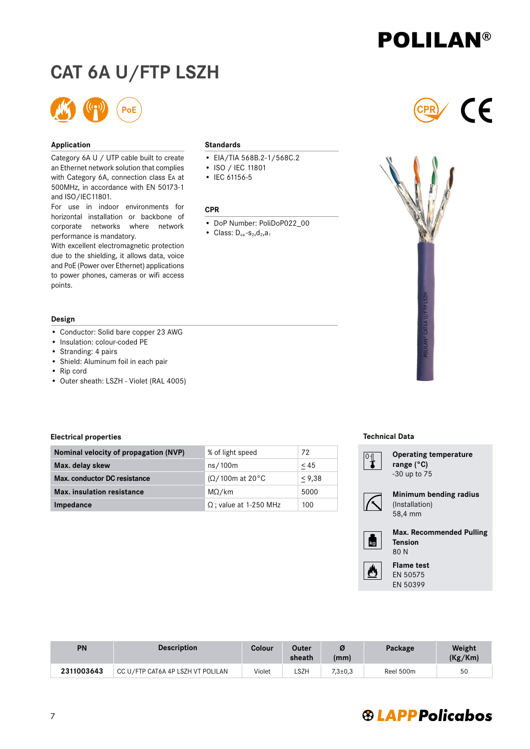# CAT 6A U/FTP LSZH

## Application

Category 6A U / UTP cable built to create an Ethernet network solution that complies with Category 6A, connection class EA at 500MHz, in accordance with EN 50173-1 and ISO/IEC11801.

For use in indoor environments for horizontal installation or backbone of corporate networks where network performance is mandatory.

With excellent electromagnetic protection due to the shielding, it allows data, voice and PoE (Power over Ethernet) applications to power phones, cameras or wifi access points.

## Standards

- EIA/TIA 568B.2-1/568C.2
- ISO / IEC 11801
- IEC 61156-5

## CPR

- DoP Number: PoliDoP022_00
- Class: $D_{ca}$-$s_2$,$d_2$,$a_1$

## Design

- Conductor: Solid bare copper 23 AWG
- Insulation: colour-coded PE
- Stranding: 4 pairs
- Shield: Aluminum foil in each pair
- Rip cord
- Outer sheath: LSZH - Violet (RAL 4005)

## Electrical properties

| | | |
|---|---|---|
| **Nominal velocity of propagation (NVP)** | % of light speed | 72 |
| **Max. delay skew** | ns/100m | ≤ 45 |
| **Max. conductor DC resistance** | (Ω/100m at 20°C | ≤ 9,38 |
| **Max. insulation resistance** | MΩ/km | 5000 |
| **Impedance** | Ω ; value at 1-250 MHz | 100 |

## Technical Data

**Operating temperature range (°C)**
-30 up to 75

**Minimum bending radius**
(Installation)
58,4 mm

**Max. Recommended Pulling Tension**
80 N

**Flame test**
EN 50575
EN 50399

| PN | Description | Colour | Outer sheath | Ø (mm) | Package | Weight (Kg/Km) |
|---|---|---|---|---|---|---|
| **2311003643** | CC U/FTP CAT6A 4P LSZH VT POLILAN | Violet | LSZH | 7,3±0,3 | Reel 500m | 50 |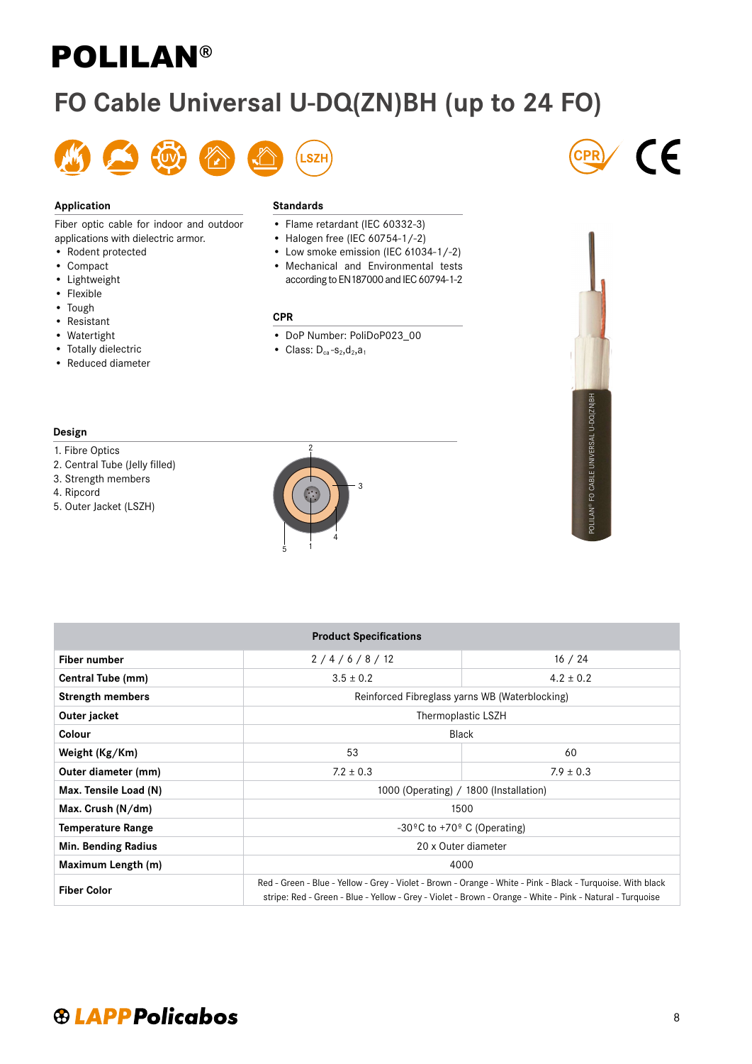# POLILAN®

## FO Cable Universal U-DQ(ZN)BH (up to 24 FO)

### Application

Fiber optic cable for indoor and outdoor applications with dielectric armor.

- Rodent protected
- Compact
- Lightweight
- Flexible
- Tough
- Resistant
- Watertight
- Totally dielectric
- Reduced diameter

### Standards

- Flame retardant (IEC 60332-3)
- Halogen free (IEC 60754-1/-2)
- Low smoke emission (IEC 61034-1/-2)
- Mechanical and Environmental tests according to EN187000 and IEC 60794-1-2

### CPR

- DoP Number: PoliDoP023_00
- Class: $D_{ca}$-$s_2$,$d_2$,$a_1$

### Design

1. Fibre Optics
2. Central Tube (Jelly filled)
3. Strength members
4. Ripcord
5. Outer Jacket (LSZH)

| Product Specifications | | |
|---|---|---|
| **Fiber number** | 2 / 4 / 6 / 8 / 12 | 16 / 24 |
| **Central Tube (mm)** | 3.5 ± 0.2 | 4.2 ± 0.2 |
| **Strength members** | Reinforced Fibreglass yarns WB (Waterblocking) | |
| **Outer jacket** | Thermoplastic LSZH | |
| **Colour** | Black | |
| **Weight (Kg/Km)** | 53 | 60 |
| **Outer diameter (mm)** | 7.2 ± 0.3 | 7.9 ± 0.3 |
| **Max. Tensile Load (N)** | 1000 (Operating) / 1800 (Installation) | |
| **Max. Crush (N/dm)** | 1500 | |
| **Temperature Range** | -30ºC to +70º C (Operating) | |
| **Min. Bending Radius** | 20 x Outer diameter | |
| **Maximum Length (m)** | 4000 | |
| **Fiber Color** | Red - Green - Blue - Yellow - Grey - Violet - Brown - Orange - White - Pink - Black - Turquoise. With black stripe: Red - Green - Blue - Yellow - Grey - Violet - Brown - Orange - White - Pink - Natural - Turquoise | |

LAPP Policabos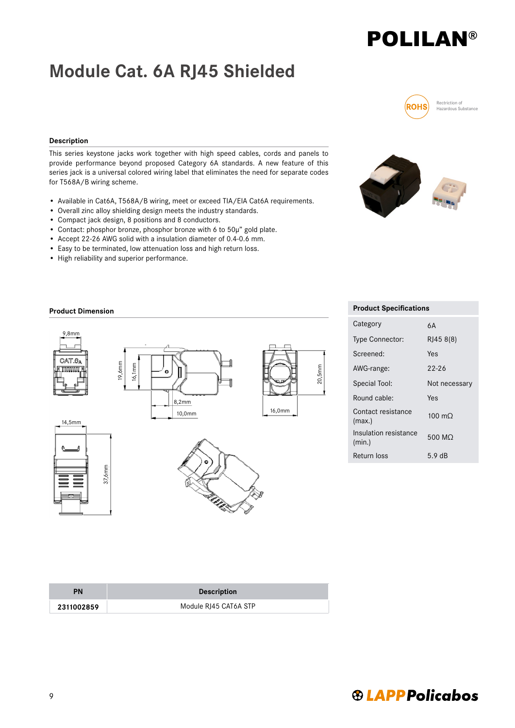# Module Cat. 6A RJ45 Shielded

ROHS Rectriction of Hazardous Substance

### Description

This series keystone jacks work together with high speed cables, cords and panels to provide performance beyond proposed Category 6A standards. A new feature of this series jack is a universal colored wiring label that eliminates the need for separate codes for T568A/B wiring scheme.

- Available in Cat6A, T568A/B wiring, meet or exceed TIA/EIA Cat6A requirements.
- Overall zinc alloy shielding design meets the industry standards.
- Compact jack design, 8 positions and 8 conductors.
- Contact: phosphor bronze, phosphor bronze with 6 to 50μ" gold plate.
- Accept 22-26 AWG solid with a insulation diameter of 0.4-0.6 mm.
- Easy to be terminated, low attenuation loss and high return loss.
- High reliability and superior performance.

### Product Dimension

9,8mm; 19,6mm; 16,1mm; 8,2mm; 10,0mm; 20,5mm; 16,0mm; 14,5mm; 37,6mm

### Product Specifications

| Product Specifications | |
|---|---|
| Category | 6A |
| Type Connector: | RJ45 8(8) |
| Screened: | Yes |
| AWG-range: | 22-26 |
| Special Tool: | Not necessary |
| Round cable: | Yes |
| Contact resistance (max.) | 100 mΩ |
| Insulation resistance (min.) | 500 MΩ |
| Return loss | 5.9 dB |

| PN | Description |
|---|---|
| **2311002859** | Module RJ45 CAT6A STP |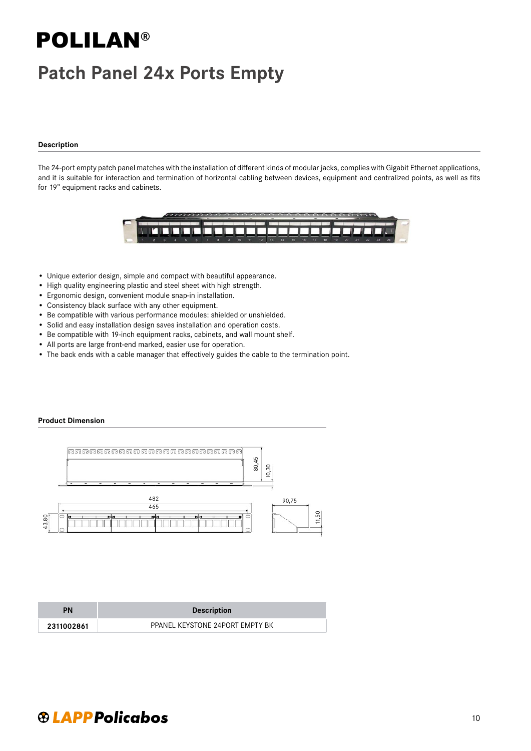# POLILAN®

## Patch Panel 24x Ports Empty

### Description

The 24-port empty patch panel matches with the installation of different kinds of modular jacks, complies with Gigabit Ethernet applications, and it is suitable for interaction and termination of horizontal cabling between devices, equipment and centralized points, as well as fits for 19" equipment racks and cabinets.

- Unique exterior design, simple and compact with beautiful appearance.
- High quality engineering plastic and steel sheet with high strength.
- Ergonomic design, convenient module snap-in installation.
- Consistency black surface with any other equipment.
- Be compatible with various performance modules: shielded or unshielded.
- Solid and easy installation design saves installation and operation costs.
- Be compatible with 19-inch equipment racks, cabinets, and wall mount shelf.
- All ports are large front-end marked, easier use for operation.
- The back ends with a cable manager that effectively guides the cable to the termination point.

### Product Dimension

80,45
10,30
482
465
90,75
43,80
11,50

| PN | Description |
|---|---|
| 2311002861 | PPANEL KEYSTONE 24PORT EMPTY BK |

LAPP Policabos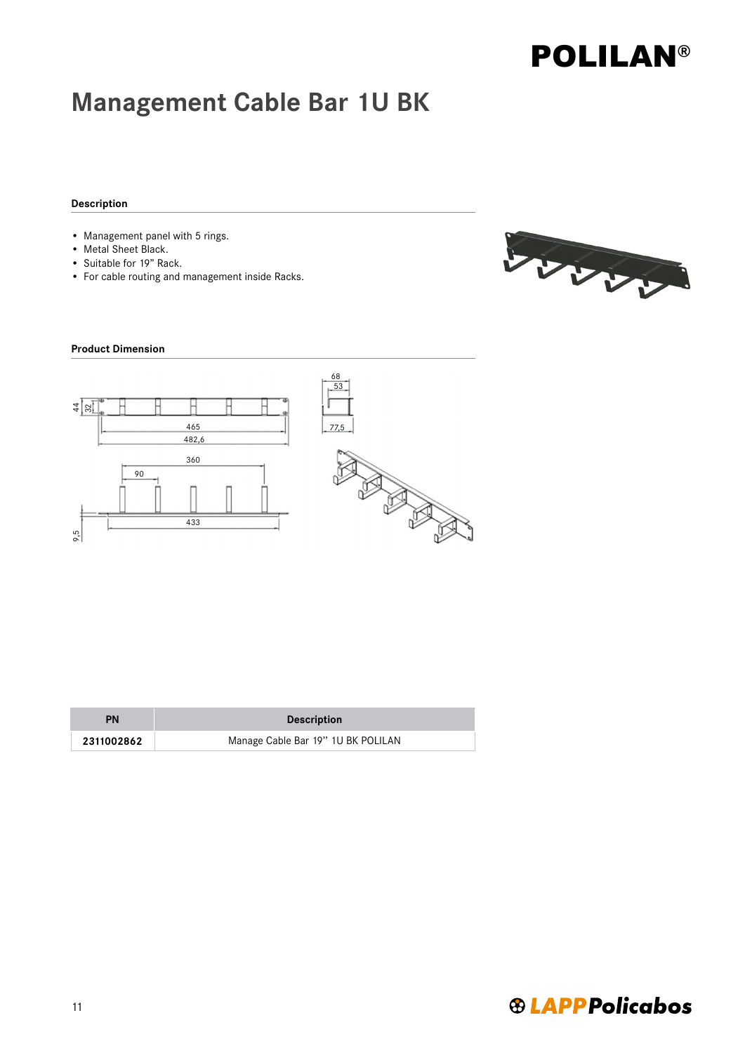# Management Cable Bar 1U BK

### Description

- Management panel with 5 rings.
- Metal Sheet Black.
- Suitable for 19" Rack.
- For cable routing and management inside Racks.

### Product Dimension

| PN | Description |
| --- | --- |
| **2311002862** | Manage Cable Bar 19'' 1U BK POLILAN |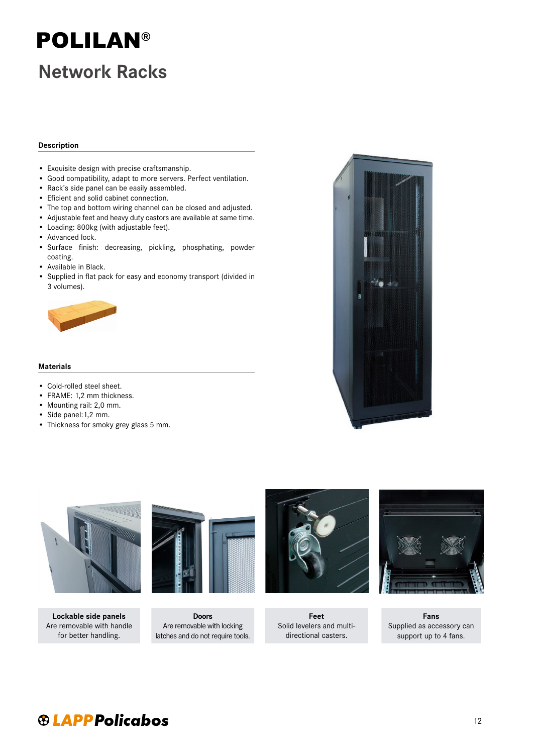# POLILAN®

## Network Racks

### Description

- Exquisite design with precise craftsmanship.
- Good compatibility, adapt to more servers. Perfect ventilation.
- Rack's side panel can be easily assembled.
- Eficient and solid cabinet connection.
- The top and bottom wiring channel can be closed and adjusted.
- Adjustable feet and heavy duty castors are available at same time.
- Loading: 800kg (with adjustable feet).
- Advanced lock.
- Surface finish: decreasing, pickling, phosphating, powder coating.
- Available in Black.
- Supplied in flat pack for easy and economy transport (divided in 3 volumes).

### Materials

- Cold-rolled steel sheet.
- FRAME: 1,2 mm thickness.
- Mounting rail: 2,0 mm.
- Side panel:1,2 mm.
- Thickness for smoky grey glass 5 mm.

**Lockable side panels**
Are removable with handle for better handling.

**Doors**
Are removable with locking latches and do not require tools.

**Feet**
Solid levelers and multi-directional casters.

**Fans**
Supplied as accessory can support up to 4 fans.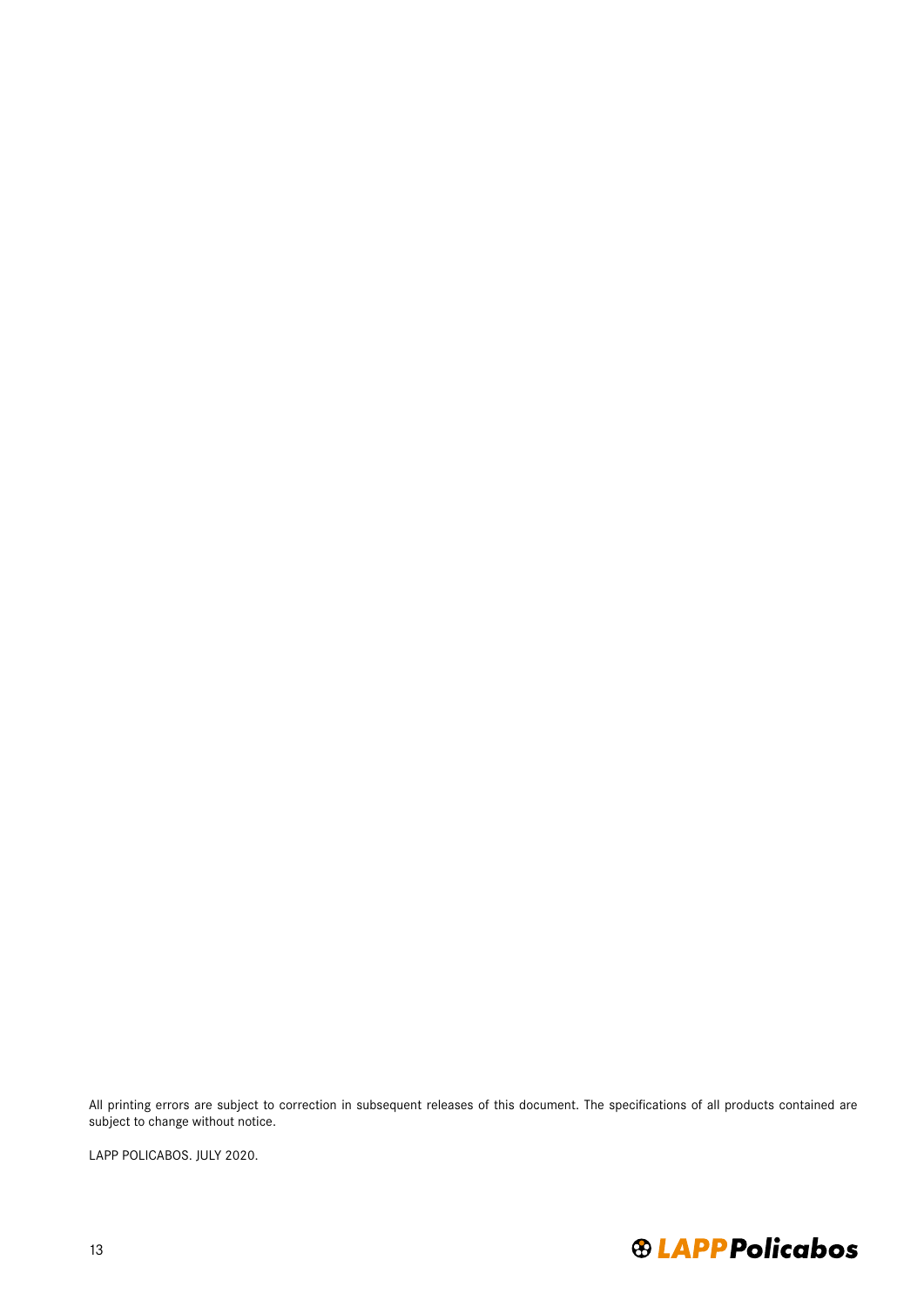All printing errors are subject to correction in subsequent releases of this document. The specifications of all products contained are subject to change without notice.

LAPP POLICABOS. JULY 2020.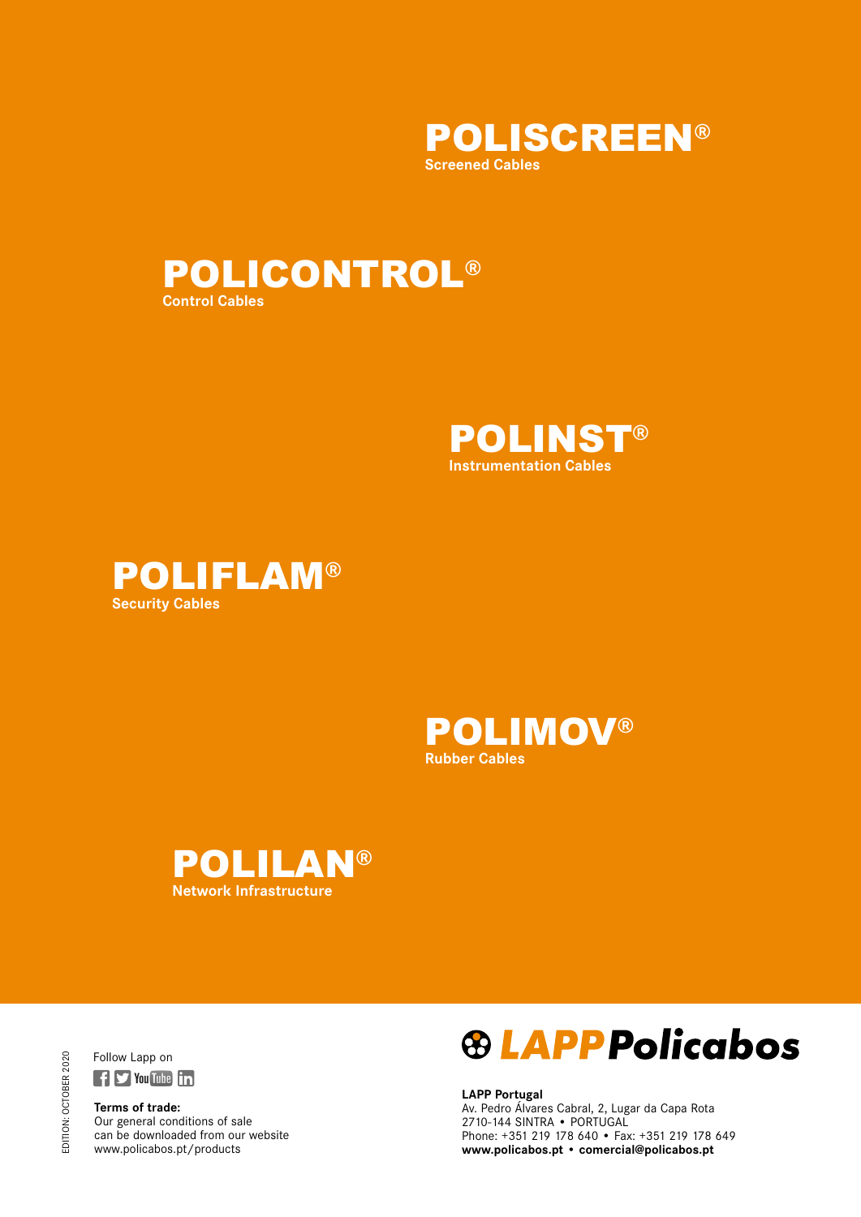## POLISCREEN®
Screened Cables

## POLICONTROL®
Control Cables

## POLINST®
Instrumentation Cables

## POLIFLAM®
Security Cables

## POLIMOV®
Rubber Cables

## POLILAN®
Network Infrastructure

EDITION: OCTOBER 2020

Follow Lapp on

**Terms of trade:**
Our general conditions of sale
can be downloaded from our website
www.policabos.pt/products

LAPP Policabos

**LAPP Portugal**
Av. Pedro Álvares Cabral, 2, Lugar da Capa Rota
2710-144 SINTRA • PORTUGAL
Phone: +351 219 178 640 • Fax: +351 219 178 649
**www.policabos.pt • comercial@policabos.pt**